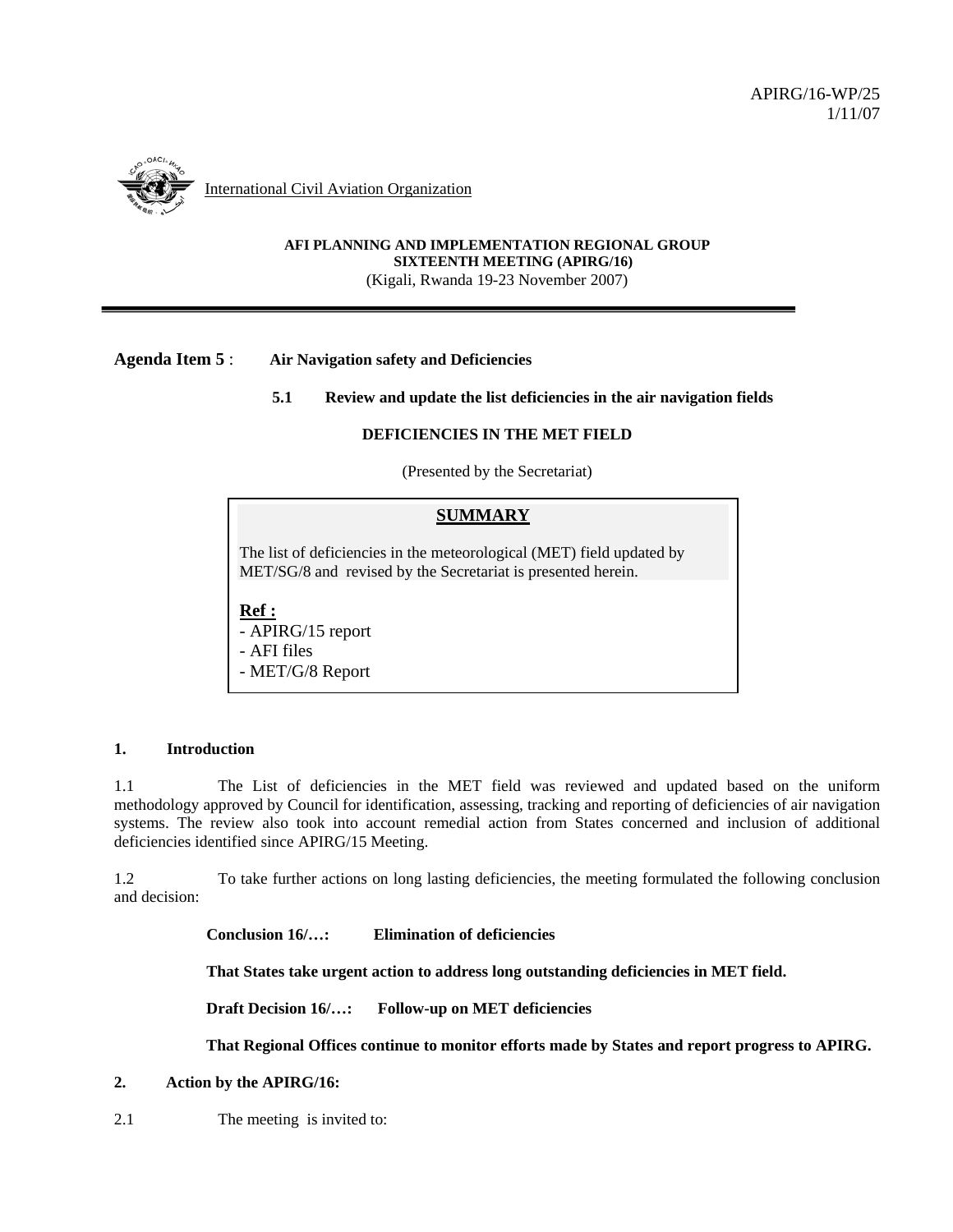APIRG/16-WP/25
1/11/07

International Civil Aviation Organization

**AFI PLANNING AND IMPLEMENTATION REGIONAL GROUP**
**SIXTEENTH MEETING (APIRG/16)**
(Kigali, Rwanda 19-23 November 2007)

---

**Agenda Item 5** : **Air Navigation safety and Deficiencies**

**5.1 Review and update the list deficiencies in the air navigation fields**

**DEFICIENCIES IN THE MET FIELD**

(Presented by the Secretariat)

> **SUMMARY**
>
> The list of deficiencies in the meteorological (MET) field updated by MET/SG/8 and revised by the Secretariat is presented herein.
>
> **Ref :**
> - APIRG/15 report
> - AFI files
> - MET/G/8 Report

## 1. Introduction

1.1 The List of deficiencies in the MET field was reviewed and updated based on the uniform methodology approved by Council for identification, assessing, tracking and reporting of deficiencies of air navigation systems. The review also took into account remedial action from States concerned and inclusion of additional deficiencies identified since APIRG/15 Meeting.

1.2 To take further actions on long lasting deficiencies, the meeting formulated the following conclusion and decision:

**Conclusion 16/…: Elimination of deficiencies**

**That States take urgent action to address long outstanding deficiencies in MET field.**

**Draft Decision 16/…: Follow-up on MET deficiencies**

**That Regional Offices continue to monitor efforts made by States and report progress to APIRG.**

## 2. Action by the APIRG/16:

2.1 The meeting is invited to: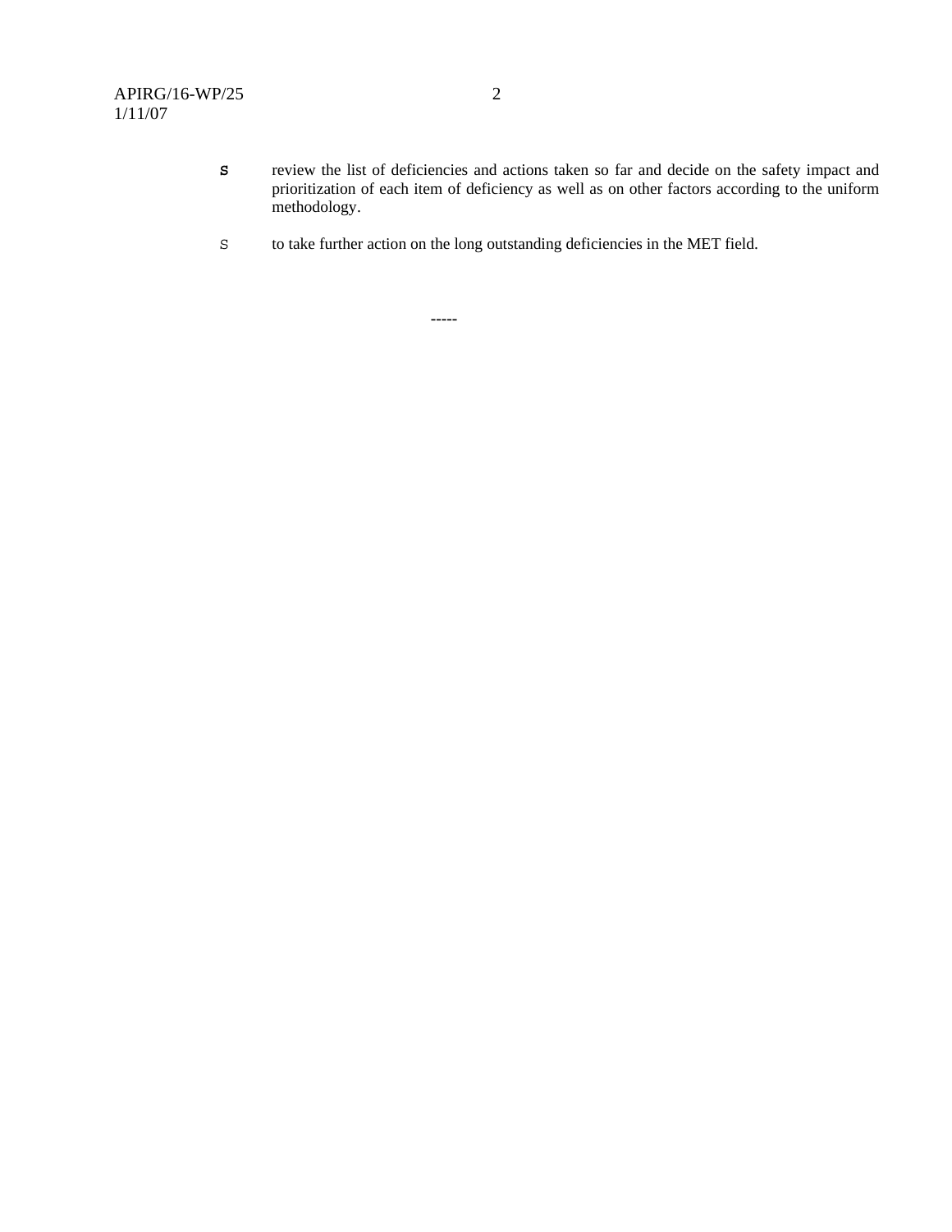- review the list of deficiencies and actions taken so far and decide on the safety impact and prioritization of each item of deficiency as well as on other factors according to the uniform methodology.

- to take further action on the long outstanding deficiencies in the MET field.

-----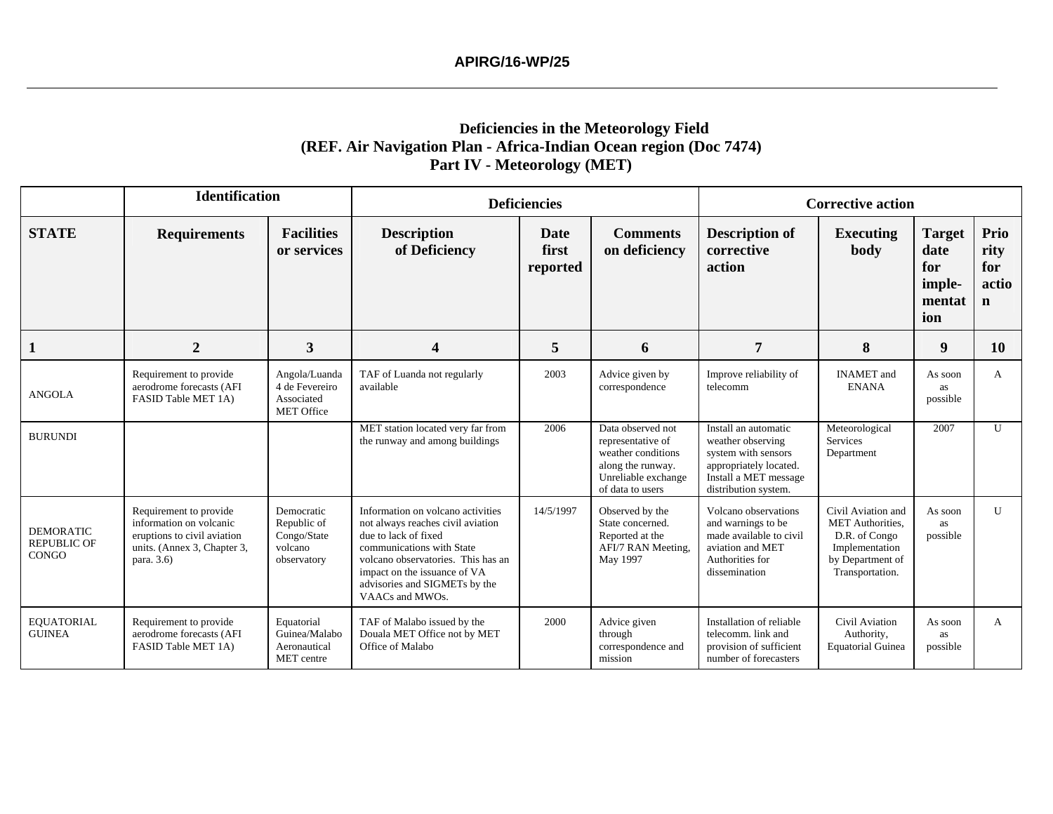**Deficiencies in the Meteorology Field**
**(REF. Air Navigation Plan - Africa-Indian Ocean region (Doc 7474)**
**Part IV - Meteorology (MET)**

| | Identification | | Deficiencies | | | Corrective action | | | |
|---|---|---|---|---|---|---|---|---|---|
| **STATE** | **Requirements** | **Facilities or services** | **Description of Deficiency** | **Date first reported** | **Comments on deficiency** | **Description of corrective action** | **Executing body** | **Target date for imple-mentation** | **Priority for action** |
| **1** | **2** | **3** | **4** | **5** | **6** | **7** | **8** | **9** | **10** |
| ANGOLA | Requirement to provide aerodrome forecasts (AFI FASID Table MET 1A) | Angola/Luanda 4 de Fevereiro Associated MET Office | TAF of Luanda not regularly available | 2003 | Advice given by correspondence | Improve reliability of telecomm | INAMET and ENANA | As soon as possible | A |
| BURUNDI | | | MET station located very far from the runway and among buildings | 2006 | Data observed not representative of weather conditions along the runway. Unreliable exchange of data to users | Install an automatic weather observing system with sensors appropriately located. Install a MET message distribution system. | Meteorological Services Department | 2007 | U |
| DEMORATIC REPUBLIC OF CONGO | Requirement to provide information on volcanic eruptions to civil aviation units. (Annex 3, Chapter 3, para. 3.6) | Democratic Republic of Congo/State volcano observatory | Information on volcano activities not always reaches civil aviation due to lack of fixed communications with State volcano observatories. This has an impact on the issuance of VA advisories and SIGMETs by the VAACs and MWOs. | 14/5/1997 | Observed by the State concerned. Reported at the AFI/7 RAN Meeting, May 1997 | Volcano observations and warnings to be made available to civil aviation and MET Authorities for dissemination | Civil Aviation and MET Authorities, D.R. of Congo Implementation by Department of Transportation. | As soon as possible | U |
| EQUATORIAL GUINEA | Requirement to provide aerodrome forecasts (AFI FASID Table MET 1A) | Equatorial Guinea/Malabo Aeronautical MET centre | TAF of Malabo issued by the Douala MET Office not by MET Office of Malabo | 2000 | Advice given through correspondence and mission | Installation of reliable telecomm. link and provision of sufficient number of forecasters | Civil Aviation Authority, Equatorial Guinea | As soon as possible | A |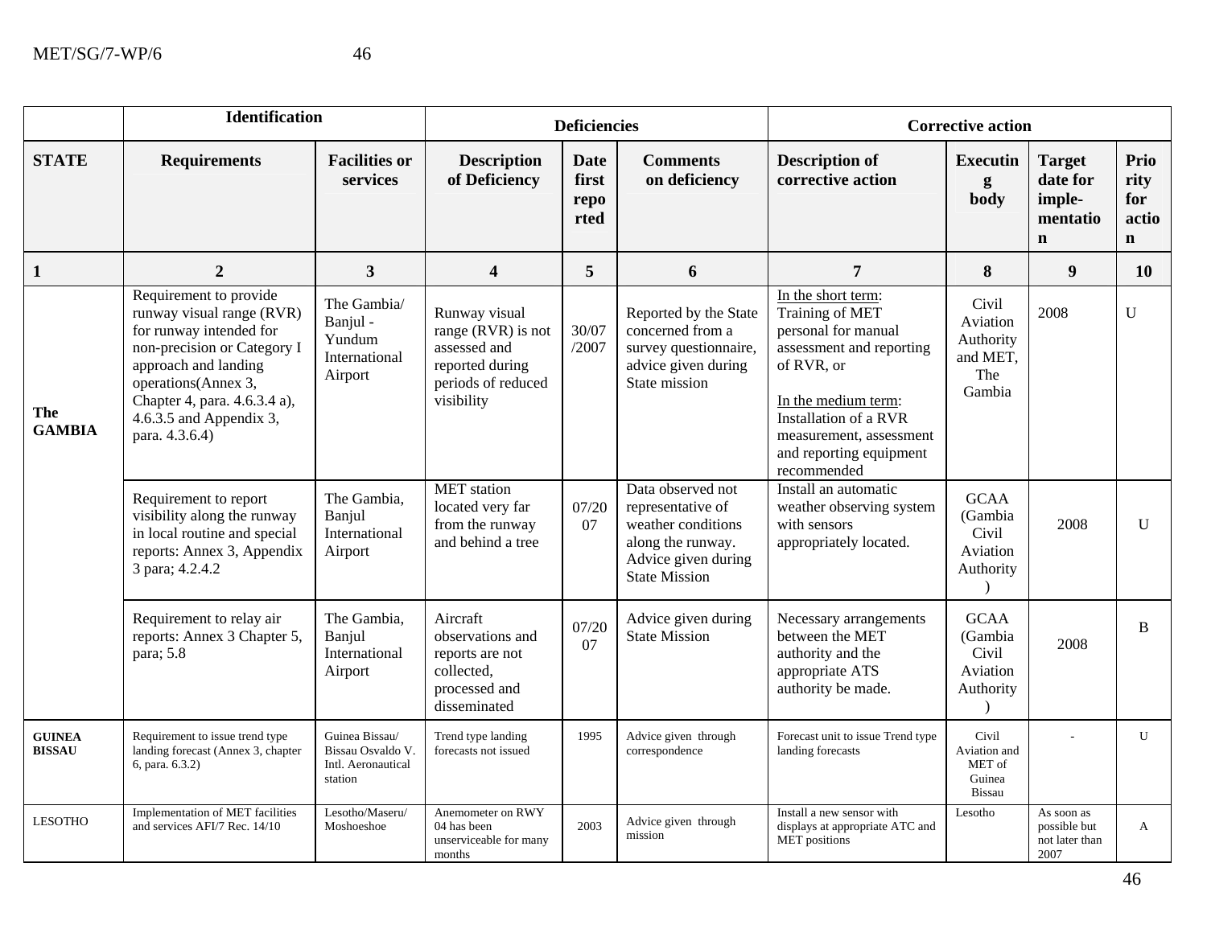| | Identification | | Deficiencies | | | Corrective action | | | |
|---|---|---|---|---|---|---|---|---|---|
| **STATE** | **Requirements** | **Facilities or services** | **Description of Deficiency** | **Date first reported** | **Comments on deficiency** | **Description of corrective action** | **Executing body** | **Target date for imple-mentation** | **Priority for action** |
| **1** | **2** | **3** | **4** | **5** | **6** | **7** | **8** | **9** | **10** |
| **The GAMBIA** | Requirement to provide runway visual range (RVR) for runway intended for non-precision or Category I approach and landing operations(Annex 3, Chapter 4, para. 4.6.3.4 a), 4.6.3.5 and Appendix 3, para. 4.3.6.4) | The Gambia/ Banjul - Yundum International Airport | Runway visual range (RVR) is not assessed and reported during periods of reduced visibility | 30/07 /2007 | Reported by the State concerned from a survey questionnaire, advice given during State mission | In the short term: Training of MET personal for manual assessment and reporting of RVR, or<br><br>In the medium term: Installation of a RVR measurement, assessment and reporting equipment recommended | Civil Aviation Authority and MET, The Gambia | 2008 | U |
| | Requirement to report visibility along the runway in local routine and special reports: Annex 3, Appendix 3 para; 4.2.4.2 | The Gambia, Banjul International Airport | MET station located very far from the runway and behind a tree | 07/2007 | Data observed not representative of weather conditions along the runway. Advice given during State Mission | Install an automatic weather observing system with sensors appropriately located. | GCAA (Gambia Civil Aviation Authority) | 2008 | U |
| | Requirement to relay air reports: Annex 3 Chapter 5, para; 5.8 | The Gambia, Banjul International Airport | Aircraft observations and reports are not collected, processed and disseminated | 07/2007 | Advice given during State Mission | Necessary arrangements between the MET authority and the appropriate ATS authority be made. | GCAA (Gambia Civil Aviation Authority) | 2008 | B |
| **GUINEA BISSAU** | Requirement to issue trend type landing forecast (Annex 3, chapter 6, para. 6.3.2) | Guinea Bissau/ Bissau Osvaldo V. Intl. Aeronautical station | Trend type landing forecasts not issued | 1995 | Advice given through correspondence | Forecast unit to issue Trend type landing forecasts | Civil Aviation and MET of Guinea Bissau | - | U |
| LESOTHO | Implementation of MET facilities and services AFI/7 Rec. 14/10 | Lesotho/Maseru/ Moshoeshoe | Anemometer on RWY 04 has been unserviceable for many months | 2003 | Advice given through mission | Install a new sensor with displays at appropriate ATC and MET positions | Lesotho | As soon as possible but not later than 2007 | A |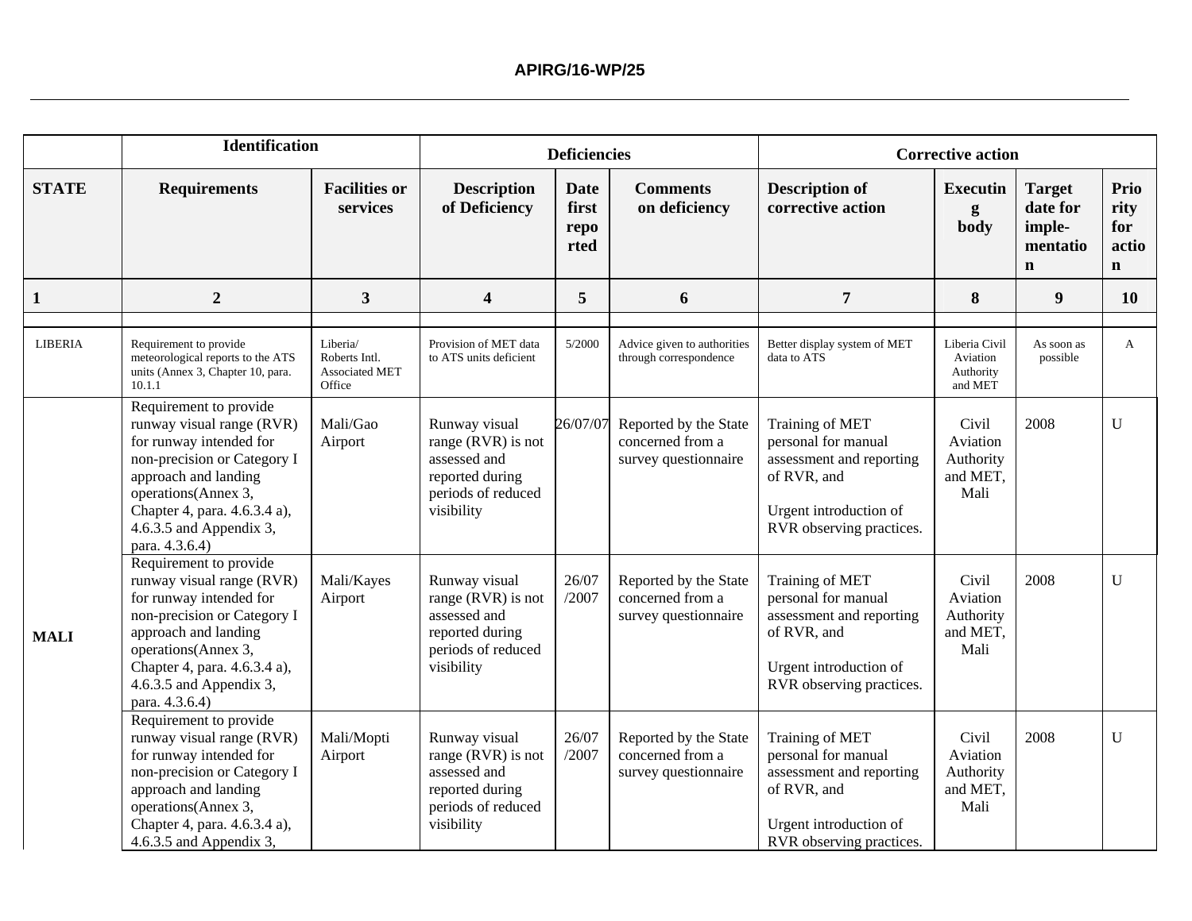| | Identification | | Deficiencies | | | Corrective action | | | |
|---|---|---|---|---|---|---|---|---|---|
| **STATE** | **Requirements** | **Facilities or services** | **Description of Deficiency** | **Date first reported** | **Comments on deficiency** | **Description of corrective action** | **Executing body** | **Target date for imple-mentation** | **Priority for action** |
| **1** | **2** | **3** | **4** | **5** | **6** | **7** | **8** | **9** | **10** |
| | | | | | | | | | |
| LIBERIA | Requirement to provide meteorological reports to the ATS units (Annex 3, Chapter 10, para. 10.1.1 | Liberia/ Roberts Intl. Associated MET Office | Provision of MET data to ATS units deficient | 5/2000 | Advice given to authorities through correspondence | Better display system of MET data to ATS | Liberia Civil Aviation Authority and MET | As soon as possible | A |
| **MALI** | Requirement to provide runway visual range (RVR) for runway intended for non-precision or Category I approach and landing operations(Annex 3, Chapter 4, para. 4.6.3.4 a), 4.6.3.5 and Appendix 3, para. 4.3.6.4) | Mali/Gao Airport | Runway visual range (RVR) is not assessed and reported during periods of reduced visibility | 26/07/07 | Reported by the State concerned from a survey questionnaire | Training of MET personal for manual assessment and reporting of RVR, and<br><br>Urgent introduction of RVR observing practices. | Civil Aviation Authority and MET, Mali | 2008 | U |
| | Requirement to provide runway visual range (RVR) for runway intended for non-precision or Category I approach and landing operations(Annex 3, Chapter 4, para. 4.6.3.4 a), 4.6.3.5 and Appendix 3, para. 4.3.6.4) | Mali/Kayes Airport | Runway visual range (RVR) is not assessed and reported during periods of reduced visibility | 26/07 /2007 | Reported by the State concerned from a survey questionnaire | Training of MET personal for manual assessment and reporting of RVR, and<br><br>Urgent introduction of RVR observing practices. | Civil Aviation Authority and MET, Mali | 2008 | U |
| | Requirement to provide runway visual range (RVR) for runway intended for non-precision or Category I approach and landing operations(Annex 3, Chapter 4, para. 4.6.3.4 a), 4.6.3.5 and Appendix 3, | Mali/Mopti Airport | Runway visual range (RVR) is not assessed and reported during periods of reduced visibility | 26/07 /2007 | Reported by the State concerned from a survey questionnaire | Training of MET personal for manual assessment and reporting of RVR, and<br><br>Urgent introduction of RVR observing practices. | Civil Aviation Authority and MET, Mali | 2008 | U |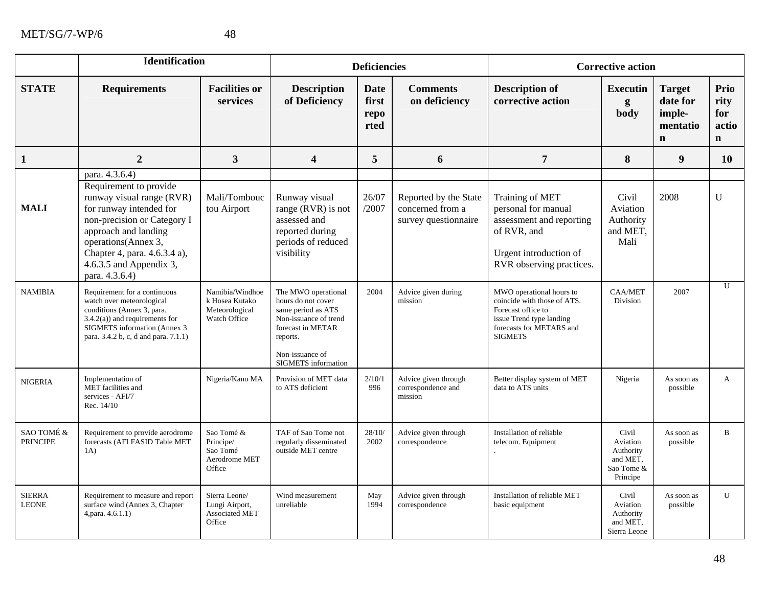| | Identification | | Deficiencies | | | Corrective action | | | |
|---|---|---|---|---|---|---|---|---|---|
| **STATE** | **Requirements** | **Facilities or services** | **Description of Deficiency** | **Date first reported** | **Comments on deficiency** | **Description of corrective action** | **Executing body** | **Target date for imple-mentation** | **Priority for action** |
| **1** | **2** | **3** | **4** | **5** | **6** | **7** | **8** | **9** | **10** |
| | para. 4.3.6.4) | | | | | | | | |
| **MALI** | Requirement to provide runway visual range (RVR) for runway intended for non-precision or Category I approach and landing operations(Annex 3, Chapter 4, para. 4.6.3.4 a), 4.6.3.5 and Appendix 3, para. 4.3.6.4) | Mali/Tombouctou Airport | Runway visual range (RVR) is not assessed and reported during periods of reduced visibility | 26/07/2007 | Reported by the State concerned from a survey questionnaire | Training of MET personal for manual assessment and reporting of RVR, and<br><br>Urgent introduction of RVR observing practices. | Civil Aviation Authority and MET, Mali | 2008 | U |
| NAMIBIA | Requirement for a continuous watch over meteorological conditions (Annex 3, para. 3.4.2(a)) and requirements for SIGMETS information (Annex 3 para. 3.4.2 b, c, d and para. 7.1.1) | Namibia/Windhoek Hosea Kutako Meteorological Watch Office | The MWO operational hours do not cover same period as ATS Non-issuance of trend forecast in METAR reports.<br><br>Non-issuance of SIGMETS information | 2004 | Advice given during mission | MWO operational hours to coincide with those of ATS. Forecast office to issue Trend type landing forecasts for METARS and SIGMETS | CAA/MET Division | 2007 | U |
| NIGERIA | Implementation of MET facilities and services - AFI/7 Rec. 14/10 | Nigeria/Kano MA | Provision of MET data to ATS deficient | 2/10/1996 | Advice given through correspondence and mission | Better display system of MET data to ATS units | Nigeria | As soon as possible | A |
| SAO TOMÉ & PRINCIPE | Requirement to provide aerodrome forecasts (AFI FASID Table MET 1A) | Sao Tomé & Principe/ Sao Tomé Aerodrome MET Office | TAF of Sao Tome not regularly disseminated outside MET centre | 28/10/2002 | Advice given through correspondence | Installation of reliable telecom. Equipment<br>. | Civil Aviation Authority and MET, Sao Tome & Principe | As soon as possible | B |
| SIERRA LEONE | Requirement to measure and report surface wind (Annex 3, Chapter 4,para. 4.6.1.1) | Sierra Leone/ Lungi Airport, Associated MET Office | Wind measurement unreliable | May 1994 | Advice given through correspondence | Installation of reliable MET basic equipment | Civil Aviation Authority and MET, Sierra Leone | As soon as possible | U |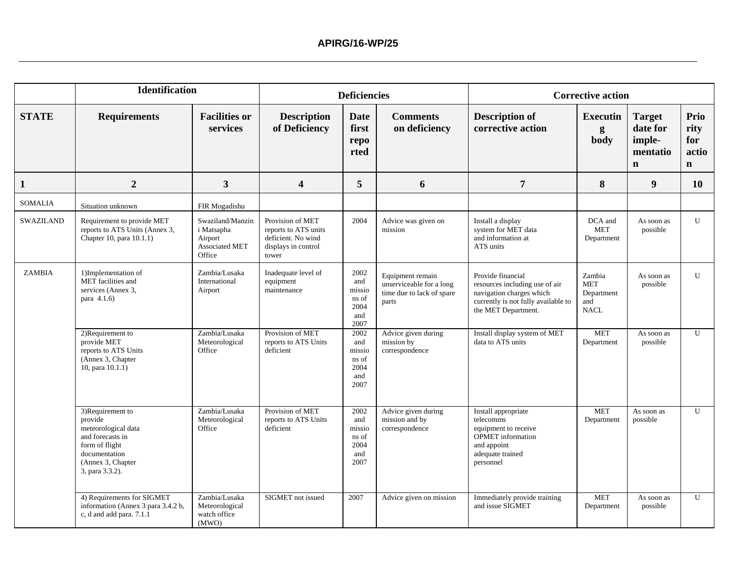| | Identification | | Deficiencies | | | Corrective action | | | |
|---|---|---|---|---|---|---|---|---|---|
| **STATE** | **Requirements** | **Facilities or services** | **Description of Deficiency** | **Date first reported** | **Comments on deficiency** | **Description of corrective action** | **Executing body** | **Target date for imple-mentation** | **Priority for action** |
| **1** | **2** | **3** | **4** | **5** | **6** | **7** | **8** | **9** | **10** |
| SOMALIA | Situation unknown | FIR Mogadishu | | | | | | | |
| SWAZILAND | Requirement to provide MET reports to ATS Units (Annex 3, Chapter 10, para 10.1.1) | Swaziland/Manzini Matsapha Airport Associated MET Office | Provision of MET reports to ATS units deficient. No wind displays in control tower | 2004 | Advice was given on mission | Install a display system for MET data and information at ATS units | DCA and MET Department | As soon as possible | U |
| ZAMBIA | 1)Implementation of MET facilities and services (Annex 3, para 4.1.6) | Zambia/Lusaka International Airport | Inadequate level of equipment maintenance | 2002 and missions of 2004 and 2007 | Equipment remain unserviceable for a long time due to lack of spare parts | Provide financial resources including use of air navigation charges which currently is not fully available to the MET Department. | Zambia MET Department and NACL | As soon as possible | U |
| | 2)Requirement to provide MET reports to ATS Units (Annex 3, Chapter 10, para 10.1.1) | Zambia/Lusaka Meteorological Office | Provision of MET reports to ATS Units deficient | 2002 and missions of 2004 and 2007 | Advice given during mission by correspondence | Install display system of MET data to ATS units | MET Department | As soon as possible | U |
| | 3)Requirement to provide meteorological data and forecasts in form of flight documentation (Annex 3, Chapter 3, para 3.3.2). | Zambia/Lusaka Meteorological Office | Provision of MET reports to ATS Units deficient | 2002 and missions of 2004 and 2007 | Advice given during mission and by correspondence | Install appropriate telecomms equipment to receive OPMET information and appoint adequate trained personnel | MET Department | As soon as possible | U |
| | 4) Requirements for SIGMET information (Annex 3 para 3.4.2 b, c, d and add para. 7.1.1 | Zambia/Lusaka Meteorological watch office (MWO) | SIGMET not issued | 2007 | Advice given on mission | Immediately provide training and issue SIGMET | MET Department | As soon as possible | U |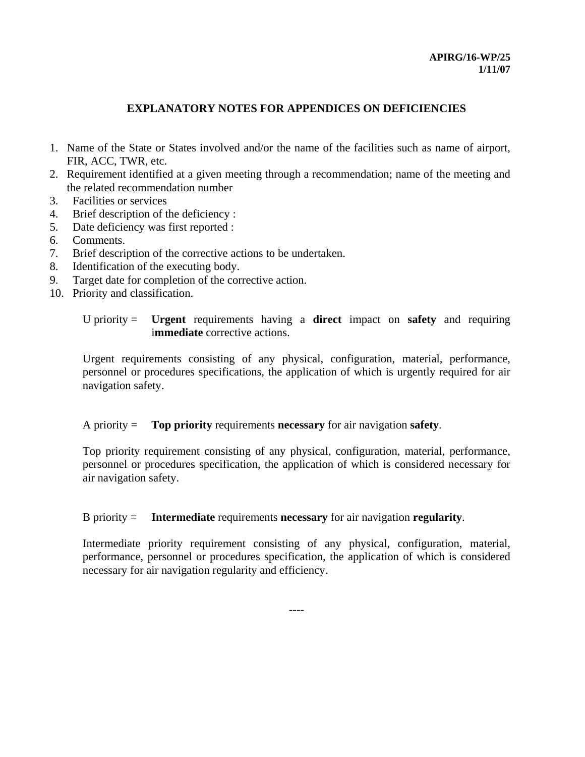**APIRG/16-WP/25**
**1/11/07**

## EXPLANATORY NOTES FOR APPENDICES ON DEFICIENCIES

1. Name of the State or States involved and/or the name of the facilities such as name of airport, FIR, ACC, TWR, etc.
2. Requirement identified at a given meeting through a recommendation; name of the meeting and the related recommendation number
3. Facilities or services
4. Brief description of the deficiency :
5. Date deficiency was first reported :
6. Comments.
7. Brief description of the corrective actions to be undertaken.
8. Identification of the executing body.
9. Target date for completion of the corrective action.
10. Priority and classification.

U priority = **Urgent** requirements having a **direct** impact on **safety** and requiring i**mmediate** corrective actions.

Urgent requirements consisting of any physical, configuration, material, performance, personnel or procedures specifications, the application of which is urgently required for air navigation safety.

A priority = **Top priority** requirements **necessary** for air navigation **safety**.

Top priority requirement consisting of any physical, configuration, material, performance, personnel or procedures specification, the application of which is considered necessary for air navigation safety.

B priority = **Intermediate** requirements **necessary** for air navigation **regularity**.

Intermediate priority requirement consisting of any physical, configuration, material, performance, personnel or procedures specification, the application of which is considered necessary for air navigation regularity and efficiency.

----